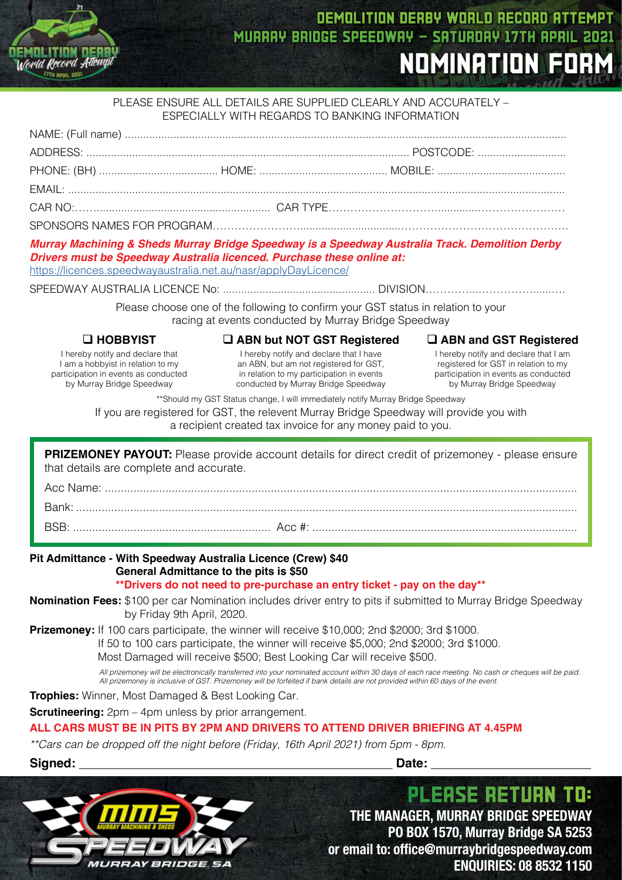# DEMOLITION DERBY WORLD RECORD ATTEMPT
## MURRAY BRIDGE SPEEDWAY – SATURDAY 17TH APRIL 2021
# NOMINATION FORM

PLEASE ENSURE ALL DETAILS ARE SUPPLIED CLEARLY AND ACCURATELY – ESPECIALLY WITH REGARDS TO BANKING INFORMATION

NAME: (Full name) ..........................................................................................................................................

ADDRESS: .................................................................................................. POSTCODE: ............................

PHONE: (BH) ...................................... HOME: ......................................... MOBILE: .........................................

EMAIL: ..........................................................................................................................................................

CAR NO:……........................................................ CAR TYPE……………………………...........……………………

SPONSORS NAMES FOR PROGRAM……………………..................................………………………………………

***Murray Machining & Sheds Murray Bridge Speedway is a Speedway Australia Track. Demolition Derby Drivers must be Speedway Australia licenced. Purchase these online at:***
https://licences.speedwayaustralia.net.au/nasr/applyDayLicence/

SPEEDWAY AUSTRALIA LICENCE No: ................................................. DIVISION…………...……………......…

Please choose one of the following to confirm your GST status in relation to your racing at events conducted by Murray Bridge Speedway

❑ **HOBBYIST**
I hereby notify and declare that I am a hobbyist in relation to my participation in events as conducted by Murray Bridge Speedway

❑ **ABN but NOT GST Registered**
I hereby notify and declare that I have an ABN, but am not registered for GST, in relation to my participation in events conducted by Murray Bridge Speedway

❑ **ABN and GST Registered**
I hereby notify and declare that I am registered for GST in relation to my participation in events as conducted by Murray Bridge Speedway

**Should my GST Status change, I will immediately notify Murray Bridge Speedway

If you are registered for GST, the relevent Murray Bridge Speedway will provide you with a recipient created tax invoice for any money paid to you.

**PRIZEMONEY PAYOUT:** Please provide account details for direct credit of prizemoney - please ensure that details are complete and accurate.

Acc Name: ....................................................................................................................................................

Bank: ...........................................................................................................................................................

BSB: ............................................................ Acc #: ..................................................................................

**Pit Admittance - With Speedway Australia Licence (Crew) $40**
**General Admittance to the pits is $50**
****Drivers do not need to pre-purchase an entry ticket - pay on the day****

**Nomination Fees:** $100 per car Nomination includes driver entry to pits if submitted to Murray Bridge Speedway by Friday 9th April, 2020.

**Prizemoney:** If 100 cars participate, the winner will receive $10,000; 2nd $2000; 3rd $1000.
If 50 to 100 cars participate, the winner will receive $5,000; 2nd $2000; 3rd $1000.
Most Damaged will receive $500; Best Looking Car will receive $500.

*All prizemoney will be electronically transferred into your nominated account within 30 days of each race meeting. No cash or cheques will be paid. All prizemoney is inclusive of GST. Prizemoney will be forfeited if bank details are not provided within 60 days of the event.*

**Trophies:** Winner, Most Damaged & Best Looking Car.

**Scrutineering:** 2pm – 4pm unless by prior arrangement.

**ALL CARS MUST BE IN PITS BY 2PM AND DRIVERS TO ATTEND DRIVER BRIEFING AT 4.45PM**

*\*\*Cars can be dropped off the night before (Friday, 16th April 2021) from 5pm - 8pm.*

**Signed:** ______________________________________________ **Date:** ______________________

## PLEASE RETURN TO:
**THE MANAGER, MURRAY BRIDGE SPEEDWAY**
**PO BOX 1570, Murray Bridge SA 5253**
**or email to: office@murraybridgespeedway.com**
**ENQUIRIES: 08 8532 1150**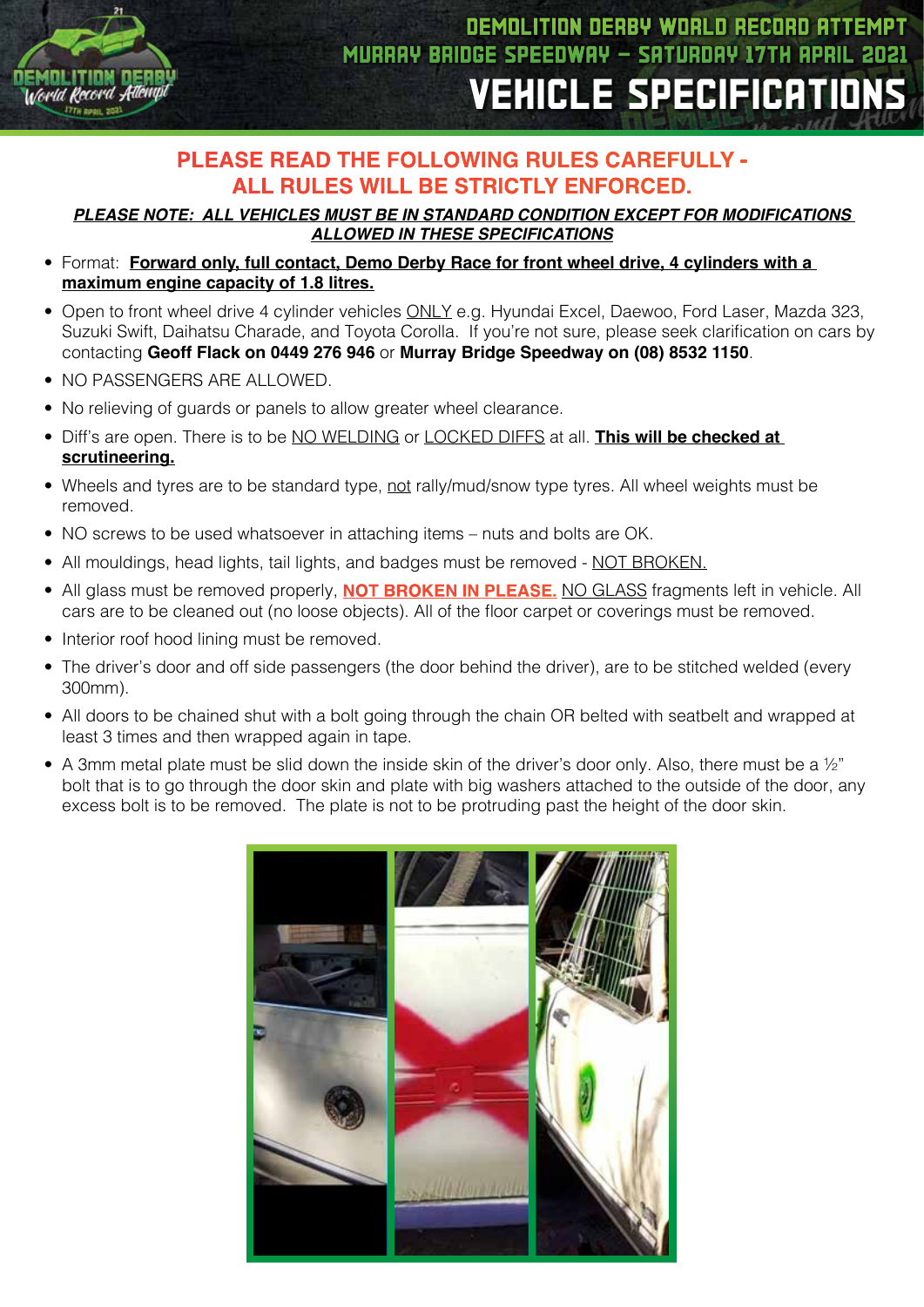# DEMOLITION DERBY WORLD RECORD ATTEMPT
## MURRAY BRIDGE SPEEDWAY – SATURDAY 17TH APRIL 2021
# VEHICLE SPECIFICATIONS

**PLEASE READ THE FOLLOWING RULES CAREFULLY - ALL RULES WILL BE STRICTLY ENFORCED.**

***PLEASE NOTE: ALL VEHICLES MUST BE IN STANDARD CONDITION EXCEPT FOR MODIFICATIONS ALLOWED IN THESE SPECIFICATIONS***

- Format: **Forward only, full contact, Demo Derby Race for front wheel drive, 4 cylinders with a maximum engine capacity of 1.8 litres.**
- Open to front wheel drive 4 cylinder vehicles ONLY e.g. Hyundai Excel, Daewoo, Ford Laser, Mazda 323, Suzuki Swift, Daihatsu Charade, and Toyota Corolla. If you're not sure, please seek clarification on cars by contacting **Geoff Flack on 0449 276 946** or **Murray Bridge Speedway on (08) 8532 1150**.
- NO PASSENGERS ARE ALLOWED.
- No relieving of guards or panels to allow greater wheel clearance.
- Diff's are open. There is to be NO WELDING or LOCKED DIFFS at all. **This will be checked at scrutineering.**
- Wheels and tyres are to be standard type, not rally/mud/snow type tyres. All wheel weights must be removed.
- NO screws to be used whatsoever in attaching items – nuts and bolts are OK.
- All mouldings, head lights, tail lights, and badges must be removed - NOT BROKEN.
- All glass must be removed properly, **NOT BROKEN IN PLEASE.** NO GLASS fragments left in vehicle. All cars are to be cleaned out (no loose objects). All of the floor carpet or coverings must be removed.
- Interior roof hood lining must be removed.
- The driver's door and off side passengers (the door behind the driver), are to be stitched welded (every 300mm).
- All doors to be chained shut with a bolt going through the chain OR belted with seatbelt and wrapped at least 3 times and then wrapped again in tape.
- A 3mm metal plate must be slid down the inside skin of the driver's door only. Also, there must be a ½" bolt that is to go through the door skin and plate with big washers attached to the outside of the door, any excess bolt is to be removed. The plate is not to be protruding past the height of the door skin.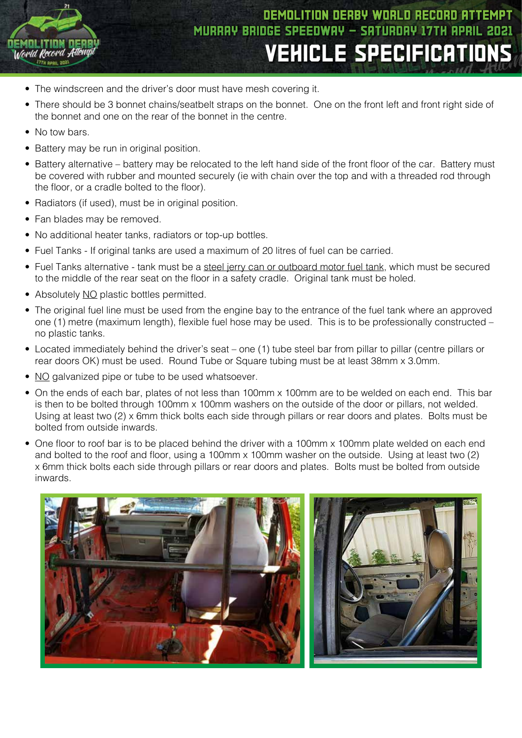# VEHICLE SPECIFICATIONS

- The windscreen and the driver's door must have mesh covering it.
- There should be 3 bonnet chains/seatbelt straps on the bonnet. One on the front left and front right side of the bonnet and one on the rear of the bonnet in the centre.
- No tow bars.
- Battery may be run in original position.
- Battery alternative – battery may be relocated to the left hand side of the front floor of the car. Battery must be covered with rubber and mounted securely (ie with chain over the top and with a threaded rod through the floor, or a cradle bolted to the floor).
- Radiators (if used), must be in original position.
- Fan blades may be removed.
- No additional heater tanks, radiators or top-up bottles.
- Fuel Tanks - If original tanks are used a maximum of 20 litres of fuel can be carried.
- Fuel Tanks alternative - tank must be a steel jerry can or outboard motor fuel tank, which must be secured to the middle of the rear seat on the floor in a safety cradle. Original tank must be holed.
- Absolutely NO plastic bottles permitted.
- The original fuel line must be used from the engine bay to the entrance of the fuel tank where an approved one (1) metre (maximum length), flexible fuel hose may be used. This is to be professionally constructed – no plastic tanks.
- Located immediately behind the driver's seat – one (1) tube steel bar from pillar to pillar (centre pillars or rear doors OK) must be used. Round Tube or Square tubing must be at least 38mm x 3.0mm.
- NO galvanized pipe or tube to be used whatsoever.
- On the ends of each bar, plates of not less than 100mm x 100mm are to be welded on each end. This bar is then to be bolted through 100mm x 100mm washers on the outside of the door or pillars, not welded. Using at least two (2) x 6mm thick bolts each side through pillars or rear doors and plates. Bolts must be bolted from outside inwards.
- One floor to roof bar is to be placed behind the driver with a 100mm x 100mm plate welded on each end and bolted to the roof and floor, using a 100mm x 100mm washer on the outside. Using at least two (2) x 6mm thick bolts each side through pillars or rear doors and plates. Bolts must be bolted from outside inwards.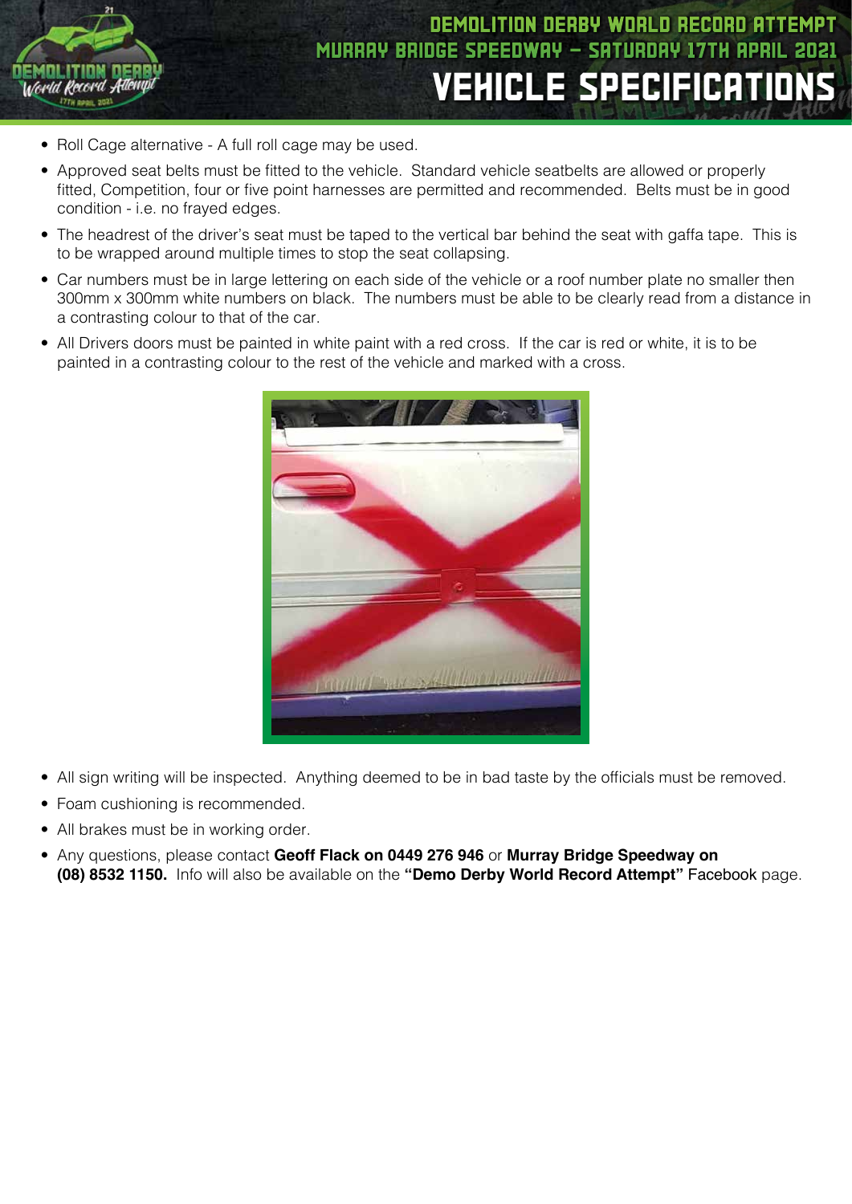- Roll Cage alternative - A full roll cage may be used.
- Approved seat belts must be fitted to the vehicle. Standard vehicle seatbelts are allowed or properly fitted, Competition, four or five point harnesses are permitted and recommended. Belts must be in good condition - i.e. no frayed edges.
- The headrest of the driver's seat must be taped to the vertical bar behind the seat with gaffa tape. This is to be wrapped around multiple times to stop the seat collapsing.
- Car numbers must be in large lettering on each side of the vehicle or a roof number plate no smaller then 300mm x 300mm white numbers on black. The numbers must be able to be clearly read from a distance in a contrasting colour to that of the car.
- All Drivers doors must be painted in white paint with a red cross. If the car is red or white, it is to be painted in a contrasting colour to the rest of the vehicle and marked with a cross.
- All sign writing will be inspected. Anything deemed to be in bad taste by the officials must be removed.
- Foam cushioning is recommended.
- All brakes must be in working order.
- Any questions, please contact **Geoff Flack on 0449 276 946** or **Murray Bridge Speedway on (08) 8532 1150.** Info will also be available on the **"Demo Derby World Record Attempt"** Facebook page.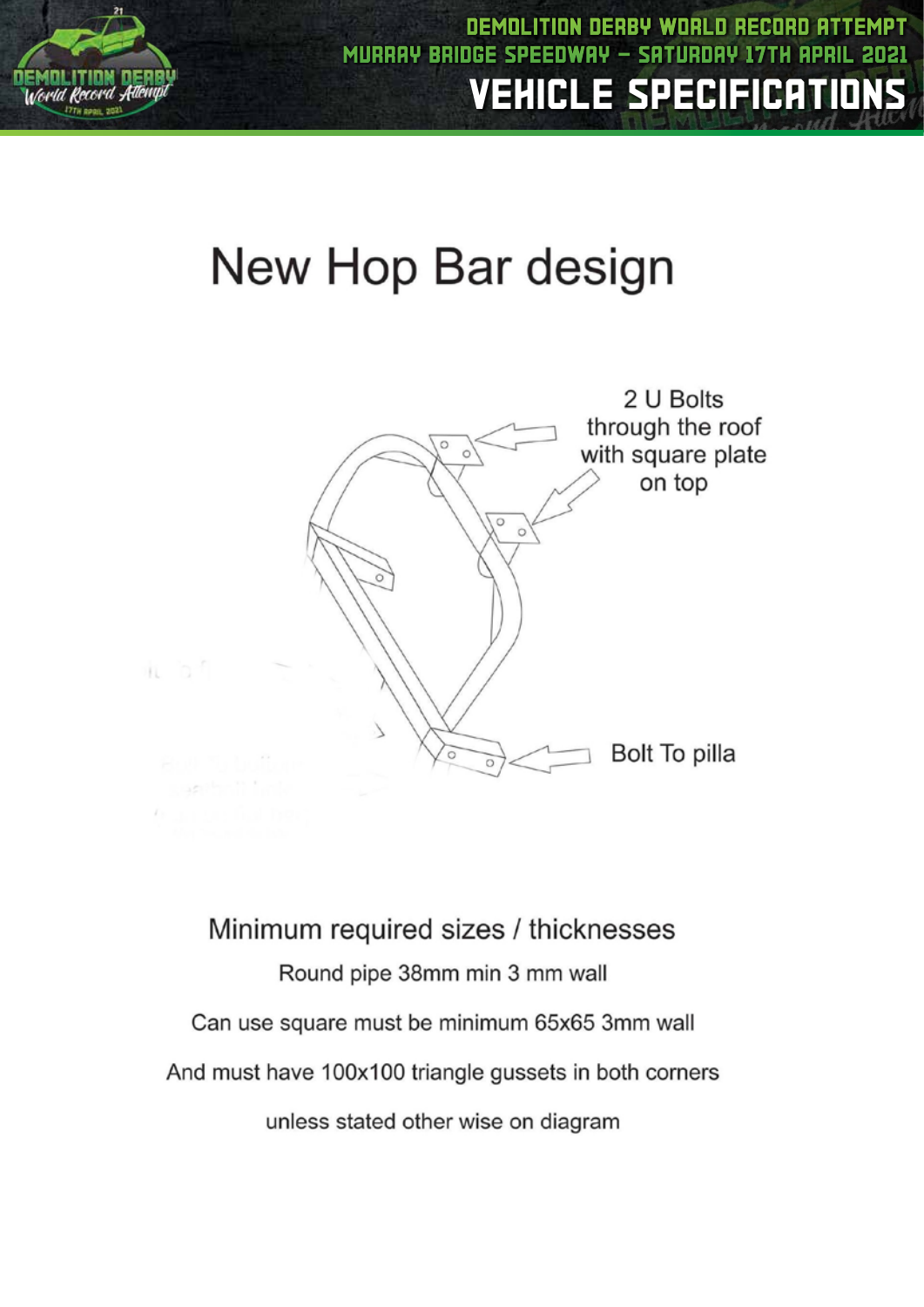# New Hop Bar design

2 U Bolts through the roof with square plate on top

Bolt To pilla

## Minimum required sizes / thicknesses

Round pipe 38mm min 3 mm wall

Can use square must be minimum 65x65 3mm wall

And must have 100x100 triangle gussets in both corners

unless stated other wise on diagram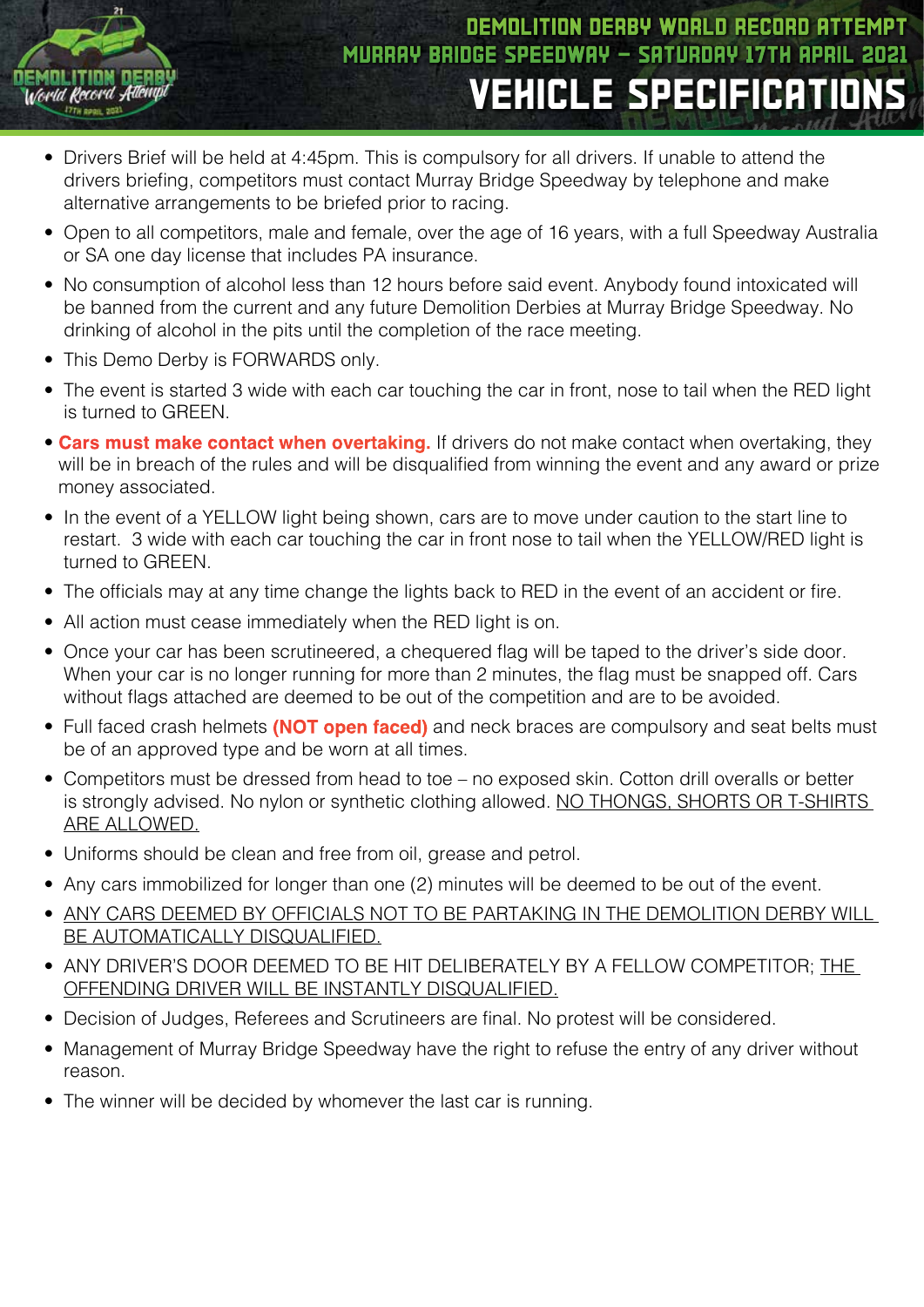# DEMOLITION DERBY WORLD RECORD ATTEMPT
## MURRAY BRIDGE SPEEDWAY – SATURDAY 17TH APRIL 2021
# VEHICLE SPECIFICATIONS

- Drivers Brief will be held at 4:45pm. This is compulsory for all drivers. If unable to attend the drivers briefing, competitors must contact Murray Bridge Speedway by telephone and make alternative arrangements to be briefed prior to racing.
- Open to all competitors, male and female, over the age of 16 years, with a full Speedway Australia or SA one day license that includes PA insurance.
- No consumption of alcohol less than 12 hours before said event. Anybody found intoxicated will be banned from the current and any future Demolition Derbies at Murray Bridge Speedway. No drinking of alcohol in the pits until the completion of the race meeting.
- This Demo Derby is FORWARDS only.
- The event is started 3 wide with each car touching the car in front, nose to tail when the RED light is turned to GREEN.
- **Cars must make contact when overtaking.** If drivers do not make contact when overtaking, they will be in breach of the rules and will be disqualified from winning the event and any award or prize money associated.
- In the event of a YELLOW light being shown, cars are to move under caution to the start line to restart. 3 wide with each car touching the car in front nose to tail when the YELLOW/RED light is turned to GREEN.
- The officials may at any time change the lights back to RED in the event of an accident or fire.
- All action must cease immediately when the RED light is on.
- Once your car has been scrutineered, a chequered flag will be taped to the driver's side door. When your car is no longer running for more than 2 minutes, the flag must be snapped off. Cars without flags attached are deemed to be out of the competition and are to be avoided.
- Full faced crash helmets **(NOT open faced)** and neck braces are compulsory and seat belts must be of an approved type and be worn at all times.
- Competitors must be dressed from head to toe – no exposed skin. Cotton drill overalls or better is strongly advised. No nylon or synthetic clothing allowed. NO THONGS, SHORTS OR T-SHIRTS ARE ALLOWED.
- Uniforms should be clean and free from oil, grease and petrol.
- Any cars immobilized for longer than one (2) minutes will be deemed to be out of the event.
- ANY CARS DEEMED BY OFFICIALS NOT TO BE PARTAKING IN THE DEMOLITION DERBY WILL BE AUTOMATICALLY DISQUALIFIED.
- ANY DRIVER'S DOOR DEEMED TO BE HIT DELIBERATELY BY A FELLOW COMPETITOR; THE OFFENDING DRIVER WILL BE INSTANTLY DISQUALIFIED.
- Decision of Judges, Referees and Scrutineers are final. No protest will be considered.
- Management of Murray Bridge Speedway have the right to refuse the entry of any driver without reason.
- The winner will be decided by whomever the last car is running.